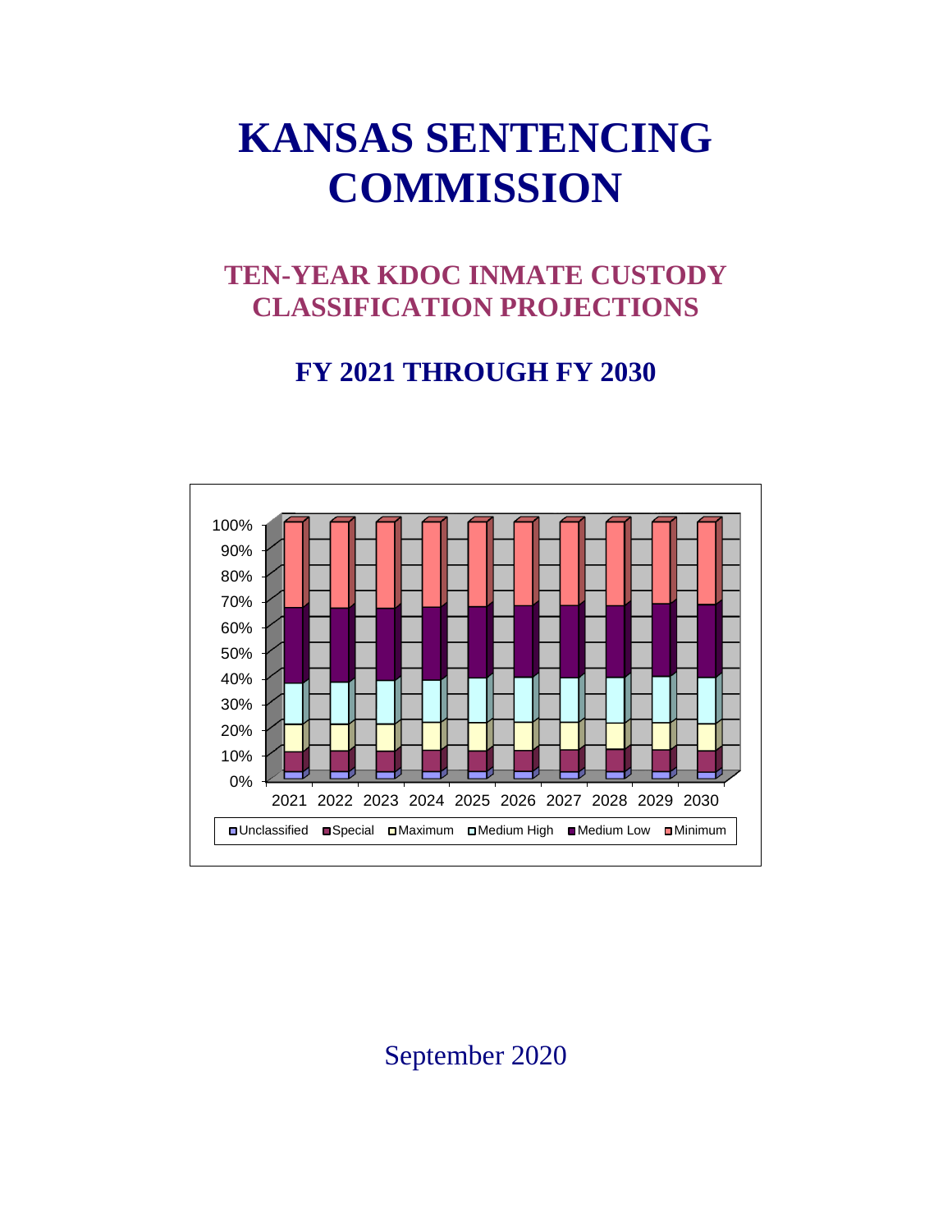# KANSAS SENTENCING COMMISSION

## TEN-YEAR KDOC INMATE CUSTODY CLASSIFICATION PROJECTIONS

## FY 2021 THROUGH FY 2030

September 2020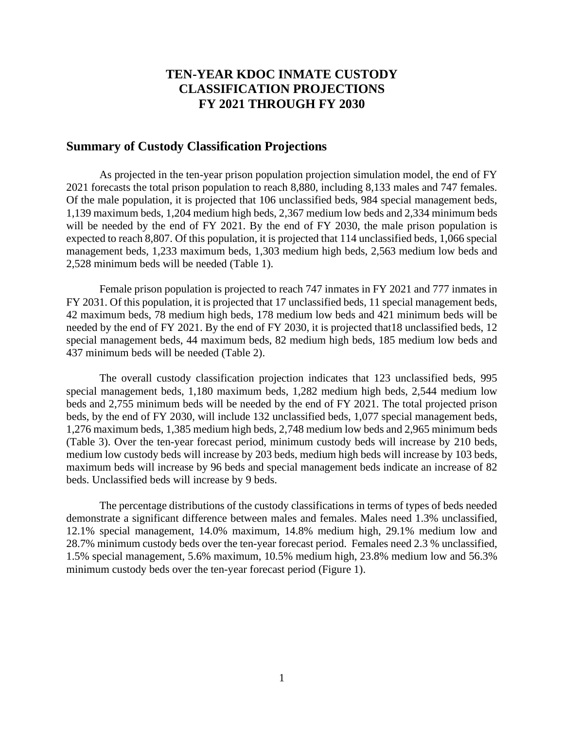# TEN-YEAR KDOC INMATE CUSTODY CLASSIFICATION PROJECTIONS FY 2021 THROUGH FY 2030

## Summary of Custody Classification Projections

As projected in the ten-year prison population projection simulation model, the end of FY 2021 forecasts the total prison population to reach 8,880, including 8,133 males and 747 females. Of the male population, it is projected that 106 unclassified beds, 984 special management beds, 1,139 maximum beds, 1,204 medium high beds, 2,367 medium low beds and 2,334 minimum beds will be needed by the end of FY 2021. By the end of FY 2030, the male prison population is expected to reach 8,807. Of this population, it is projected that 114 unclassified beds, 1,066 special management beds, 1,233 maximum beds, 1,303 medium high beds, 2,563 medium low beds and 2,528 minimum beds will be needed (Table 1).

Female prison population is projected to reach 747 inmates in FY 2021 and 777 inmates in FY 2031. Of this population, it is projected that 17 unclassified beds, 11 special management beds, 42 maximum beds, 78 medium high beds, 178 medium low beds and 421 minimum beds will be needed by the end of FY 2021. By the end of FY 2030, it is projected that18 unclassified beds, 12 special management beds, 44 maximum beds, 82 medium high beds, 185 medium low beds and 437 minimum beds will be needed (Table 2).

The overall custody classification projection indicates that 123 unclassified beds, 995 special management beds, 1,180 maximum beds, 1,282 medium high beds, 2,544 medium low beds and 2,755 minimum beds will be needed by the end of FY 2021. The total projected prison beds, by the end of FY 2030, will include 132 unclassified beds, 1,077 special management beds, 1,276 maximum beds, 1,385 medium high beds, 2,748 medium low beds and 2,965 minimum beds (Table 3). Over the ten-year forecast period, minimum custody beds will increase by 210 beds, medium low custody beds will increase by 203 beds, medium high beds will increase by 103 beds, maximum beds will increase by 96 beds and special management beds indicate an increase of 82 beds. Unclassified beds will increase by 9 beds.

The percentage distributions of the custody classifications in terms of types of beds needed demonstrate a significant difference between males and females. Males need 1.3% unclassified, 12.1% special management, 14.0% maximum, 14.8% medium high, 29.1% medium low and 28.7% minimum custody beds over the ten-year forecast period. Females need 2.3 % unclassified, 1.5% special management, 5.6% maximum, 10.5% medium high, 23.8% medium low and 56.3% minimum custody beds over the ten-year forecast period (Figure 1).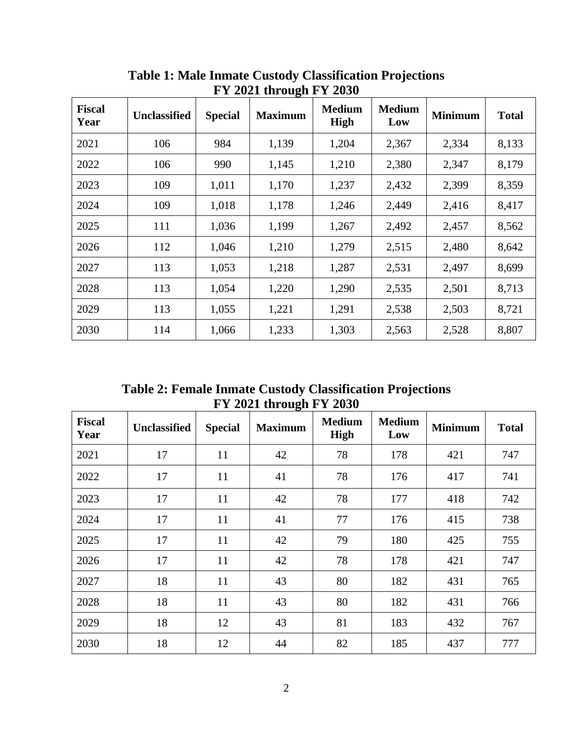**Table 1: Male Inmate Custody Classification Projections FY 2021 through FY 2030**

| Fiscal Year | Unclassified | Special | Maximum | Medium High | Medium Low | Minimum | Total |
|---|---|---|---|---|---|---|---|
| 2021 | 106 | 984 | 1,139 | 1,204 | 2,367 | 2,334 | 8,133 |
| 2022 | 106 | 990 | 1,145 | 1,210 | 2,380 | 2,347 | 8,179 |
| 2023 | 109 | 1,011 | 1,170 | 1,237 | 2,432 | 2,399 | 8,359 |
| 2024 | 109 | 1,018 | 1,178 | 1,246 | 2,449 | 2,416 | 8,417 |
| 2025 | 111 | 1,036 | 1,199 | 1,267 | 2,492 | 2,457 | 8,562 |
| 2026 | 112 | 1,046 | 1,210 | 1,279 | 2,515 | 2,480 | 8,642 |
| 2027 | 113 | 1,053 | 1,218 | 1,287 | 2,531 | 2,497 | 8,699 |
| 2028 | 113 | 1,054 | 1,220 | 1,290 | 2,535 | 2,501 | 8,713 |
| 2029 | 113 | 1,055 | 1,221 | 1,291 | 2,538 | 2,503 | 8,721 |
| 2030 | 114 | 1,066 | 1,233 | 1,303 | 2,563 | 2,528 | 8,807 |

**Table 2: Female Inmate Custody Classification Projections FY 2021 through FY 2030**

| Fiscal Year | Unclassified | Special | Maximum | Medium High | Medium Low | Minimum | Total |
|---|---|---|---|---|---|---|---|
| 2021 | 17 | 11 | 42 | 78 | 178 | 421 | 747 |
| 2022 | 17 | 11 | 41 | 78 | 176 | 417 | 741 |
| 2023 | 17 | 11 | 42 | 78 | 177 | 418 | 742 |
| 2024 | 17 | 11 | 41 | 77 | 176 | 415 | 738 |
| 2025 | 17 | 11 | 42 | 79 | 180 | 425 | 755 |
| 2026 | 17 | 11 | 42 | 78 | 178 | 421 | 747 |
| 2027 | 18 | 11 | 43 | 80 | 182 | 431 | 765 |
| 2028 | 18 | 11 | 43 | 80 | 182 | 431 | 766 |
| 2029 | 18 | 12 | 43 | 81 | 183 | 432 | 767 |
| 2030 | 18 | 12 | 44 | 82 | 185 | 437 | 777 |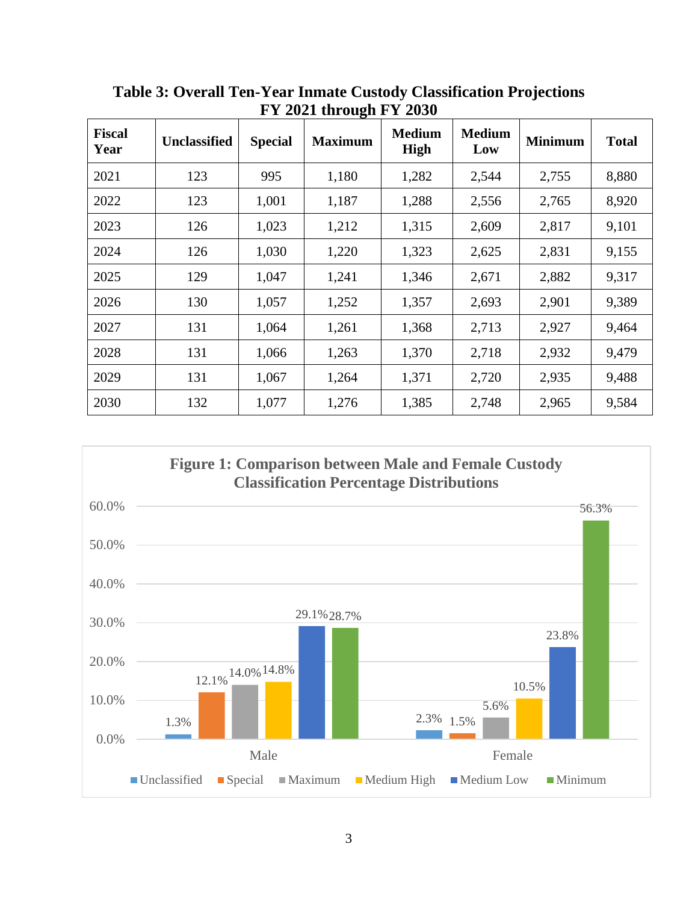**Table 3: Overall Ten-Year Inmate Custody Classification Projections FY 2021 through FY 2030**

| Fiscal Year | Unclassified | Special | Maximum | Medium High | Medium Low | Minimum | Total |
|---|---|---|---|---|---|---|---|
| 2021 | 123 | 995 | 1,180 | 1,282 | 2,544 | 2,755 | 8,880 |
| 2022 | 123 | 1,001 | 1,187 | 1,288 | 2,556 | 2,765 | 8,920 |
| 2023 | 126 | 1,023 | 1,212 | 1,315 | 2,609 | 2,817 | 9,101 |
| 2024 | 126 | 1,030 | 1,220 | 1,323 | 2,625 | 2,831 | 9,155 |
| 2025 | 129 | 1,047 | 1,241 | 1,346 | 2,671 | 2,882 | 9,317 |
| 2026 | 130 | 1,057 | 1,252 | 1,357 | 2,693 | 2,901 | 9,389 |
| 2027 | 131 | 1,064 | 1,261 | 1,368 | 2,713 | 2,927 | 9,464 |
| 2028 | 131 | 1,066 | 1,263 | 1,370 | 2,718 | 2,932 | 9,479 |
| 2029 | 131 | 1,067 | 1,264 | 1,371 | 2,720 | 2,935 | 9,488 |
| 2030 | 132 | 1,077 | 1,276 | 1,385 | 2,748 | 2,965 | 9,584 |

**Figure 1: Comparison between Male and Female Custody Classification Percentage Distributions**

60.0%
50.0%
40.0%
30.0%
20.0%
10.0%
0.0%

Male: 1.3%, 12.1%, 14.0%, 14.8%, 29.1%, 28.7%

Female: 2.3%, 1.5%, 5.6%, 10.5%, 23.8%, 56.3%

Unclassified, Special, Maximum, Medium High, Medium Low, Minimum